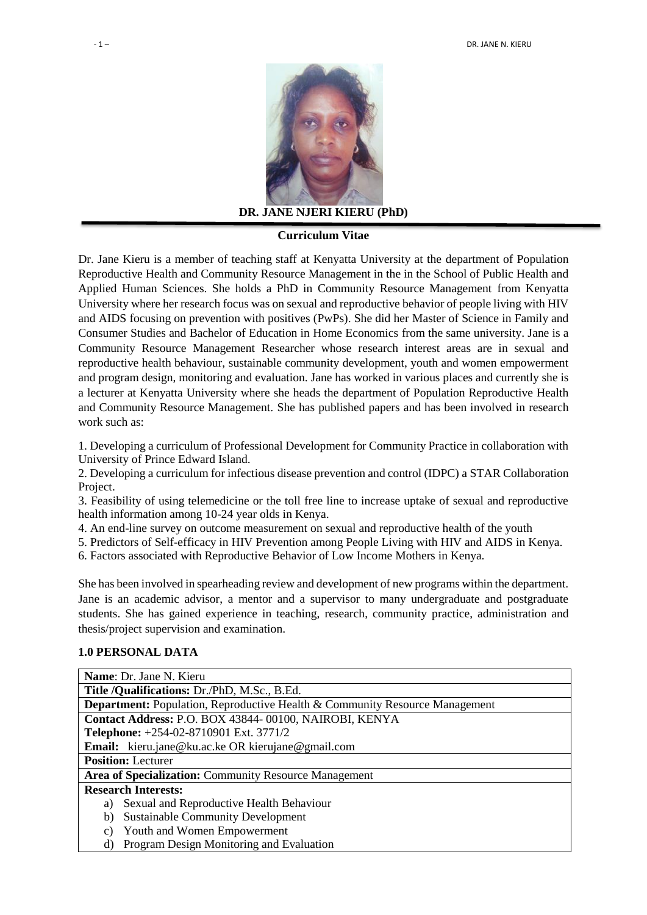# DR. JANE NJERI KIERU (PhD)

## Curriculum Vitae

Dr. Jane Kieru is a member of teaching staff at Kenyatta University at the department of Population Reproductive Health and Community Resource Management in the in the School of Public Health and Applied Human Sciences. She holds a PhD in Community Resource Management from Kenyatta University where her research focus was on sexual and reproductive behavior of people living with HIV and AIDS focusing on prevention with positives (PwPs). She did her Master of Science in Family and Consumer Studies and Bachelor of Education in Home Economics from the same university. Jane is a Community Resource Management Researcher whose research interest areas are in sexual and reproductive health behaviour, sustainable community development, youth and women empowerment and program design, monitoring and evaluation. Jane has worked in various places and currently she is a lecturer at Kenyatta University where she heads the department of Population Reproductive Health and Community Resource Management. She has published papers and has been involved in research work such as:

1. Developing a curriculum of Professional Development for Community Practice in collaboration with University of Prince Edward Island.
2. Developing a curriculum for infectious disease prevention and control (IDPC) a STAR Collaboration Project.
3. Feasibility of using telemedicine or the toll free line to increase uptake of sexual and reproductive health information among 10-24 year olds in Kenya.
4. An end-line survey on outcome measurement on sexual and reproductive health of the youth
5. Predictors of Self-efficacy in HIV Prevention among People Living with HIV and AIDS in Kenya.
6. Factors associated with Reproductive Behavior of Low Income Mothers in Kenya.

She has been involved in spearheading review and development of new programs within the department. Jane is an academic advisor, a mentor and a supervisor to many undergraduate and postgraduate students. She has gained experience in teaching, research, community practice, administration and thesis/project supervision and examination.

### 1.0 PERSONAL DATA

| **Name**: Dr. Jane N. Kieru |
|---|
| **Title /Qualifications:** Dr./PhD, M.Sc., B.Ed. |
| **Department:** Population, Reproductive Health & Community Resource Management |
| **Contact Address:** P.O. BOX 43844- 00100, NAIROBI, KENYA<br>**Telephone:** +254-02-8710901 Ext. 3771/2<br>**Email:** kieru.jane@ku.ac.ke OR kierujane@gmail.com |
| **Position:** Lecturer |
| **Area of Specialization:** Community Resource Management |
| **Research Interests:**<br>a) Sexual and Reproductive Health Behaviour<br>b) Sustainable Community Development<br>c) Youth and Women Empowerment<br>d) Program Design Monitoring and Evaluation |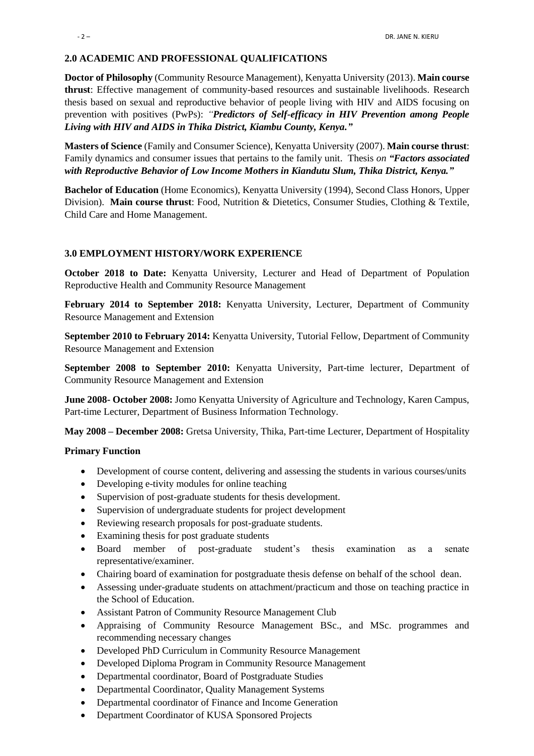## 2.0 ACADEMIC AND PROFESSIONAL QUALIFICATIONS

**Doctor of Philosophy** (Community Resource Management), Kenyatta University (2013). **Main course thrust**: Effective management of community-based resources and sustainable livelihoods. Research thesis based on sexual and reproductive behavior of people living with HIV and AIDS focusing on prevention with positives (PwPs): *"**Predictors of Self-efficacy in HIV Prevention among People Living with HIV and AIDS in Thika District, Kiambu County, Kenya."***

**Masters of Science** (Family and Consumer Science), Kenyatta University (2007). **Main course thrust**: Family dynamics and consumer issues that pertains to the family unit. Thesis *on **"Factors associated with Reproductive Behavior of Low Income Mothers in Kiandutu Slum, Thika District, Kenya."***

**Bachelor of Education** (Home Economics), Kenyatta University (1994), Second Class Honors, Upper Division). **Main course thrust**: Food, Nutrition & Dietetics, Consumer Studies, Clothing & Textile, Child Care and Home Management.

## 3.0 EMPLOYMENT HISTORY/WORK EXPERIENCE

**October 2018 to Date:** Kenyatta University, Lecturer and Head of Department of Population Reproductive Health and Community Resource Management

**February 2014 to September 2018:** Kenyatta University, Lecturer, Department of Community Resource Management and Extension

**September 2010 to February 2014:** Kenyatta University, Tutorial Fellow, Department of Community Resource Management and Extension

**September 2008 to September 2010:** Kenyatta University, Part-time lecturer, Department of Community Resource Management and Extension

**June 2008- October 2008:** Jomo Kenyatta University of Agriculture and Technology, Karen Campus, Part-time Lecturer, Department of Business Information Technology.

**May 2008 – December 2008:** Gretsa University, Thika, Part-time Lecturer, Department of Hospitality

**Primary Function**

- Development of course content, delivering and assessing the students in various courses/units
- Developing e-tivity modules for online teaching
- Supervision of post-graduate students for thesis development.
- Supervision of undergraduate students for project development
- Reviewing research proposals for post-graduate students.
- Examining thesis for post graduate students
- Board member of post-graduate student's thesis examination as a senate representative/examiner.
- Chairing board of examination for postgraduate thesis defense on behalf of the school dean.
- Assessing under-graduate students on attachment/practicum and those on teaching practice in the School of Education.
- Assistant Patron of Community Resource Management Club
- Appraising of Community Resource Management BSc., and MSc. programmes and recommending necessary changes
- Developed PhD Curriculum in Community Resource Management
- Developed Diploma Program in Community Resource Management
- Departmental coordinator, Board of Postgraduate Studies
- Departmental Coordinator, Quality Management Systems
- Departmental coordinator of Finance and Income Generation
- Department Coordinator of KUSA Sponsored Projects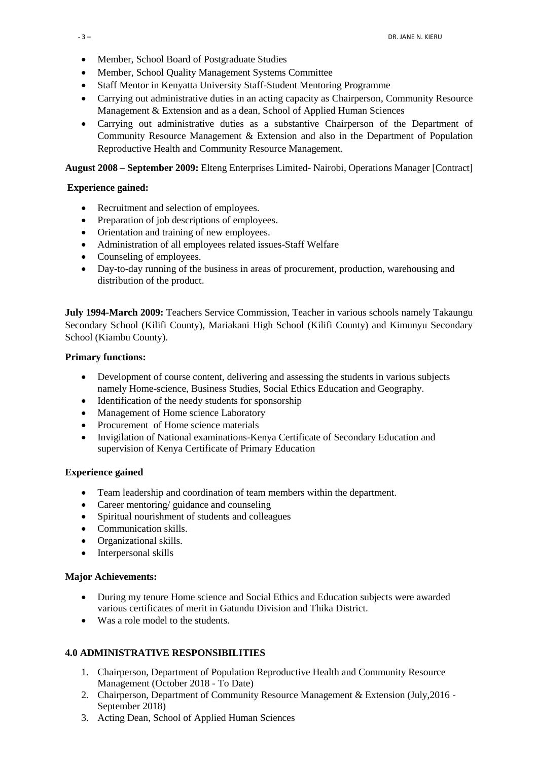- Member, School Board of Postgraduate Studies
- Member, School Quality Management Systems Committee
- Staff Mentor in Kenyatta University Staff-Student Mentoring Programme
- Carrying out administrative duties in an acting capacity as Chairperson, Community Resource Management & Extension and as a dean, School of Applied Human Sciences
- Carrying out administrative duties as a substantive Chairperson of the Department of Community Resource Management & Extension and also in the Department of Population Reproductive Health and Community Resource Management.

**August 2008 – September 2009:** Elteng Enterprises Limited- Nairobi, Operations Manager [Contract]

**Experience gained:**

- Recruitment and selection of employees.
- Preparation of job descriptions of employees.
- Orientation and training of new employees.
- Administration of all employees related issues-Staff Welfare
- Counseling of employees.
- Day-to-day running of the business in areas of procurement, production, warehousing and distribution of the product.

**July 1994-March 2009:** Teachers Service Commission, Teacher in various schools namely Takaungu Secondary School (Kilifi County), Mariakani High School (Kilifi County) and Kimunyu Secondary School (Kiambu County).

**Primary functions:**

- Development of course content, delivering and assessing the students in various subjects namely Home-science, Business Studies, Social Ethics Education and Geography.
- Identification of the needy students for sponsorship
- Management of Home science Laboratory
- Procurement of Home science materials
- Invigilation of National examinations-Kenya Certificate of Secondary Education and supervision of Kenya Certificate of Primary Education

**Experience gained**

- Team leadership and coordination of team members within the department.
- Career mentoring/ guidance and counseling
- Spiritual nourishment of students and colleagues
- Communication skills.
- Organizational skills.
- Interpersonal skills

**Major Achievements:**

- During my tenure Home science and Social Ethics and Education subjects were awarded various certificates of merit in Gatundu Division and Thika District.
- Was a role model to the students.

**4.0 ADMINISTRATIVE RESPONSIBILITIES**

1. Chairperson, Department of Population Reproductive Health and Community Resource Management (October 2018 - To Date)
2. Chairperson, Department of Community Resource Management & Extension (July,2016 - September 2018)
3. Acting Dean, School of Applied Human Sciences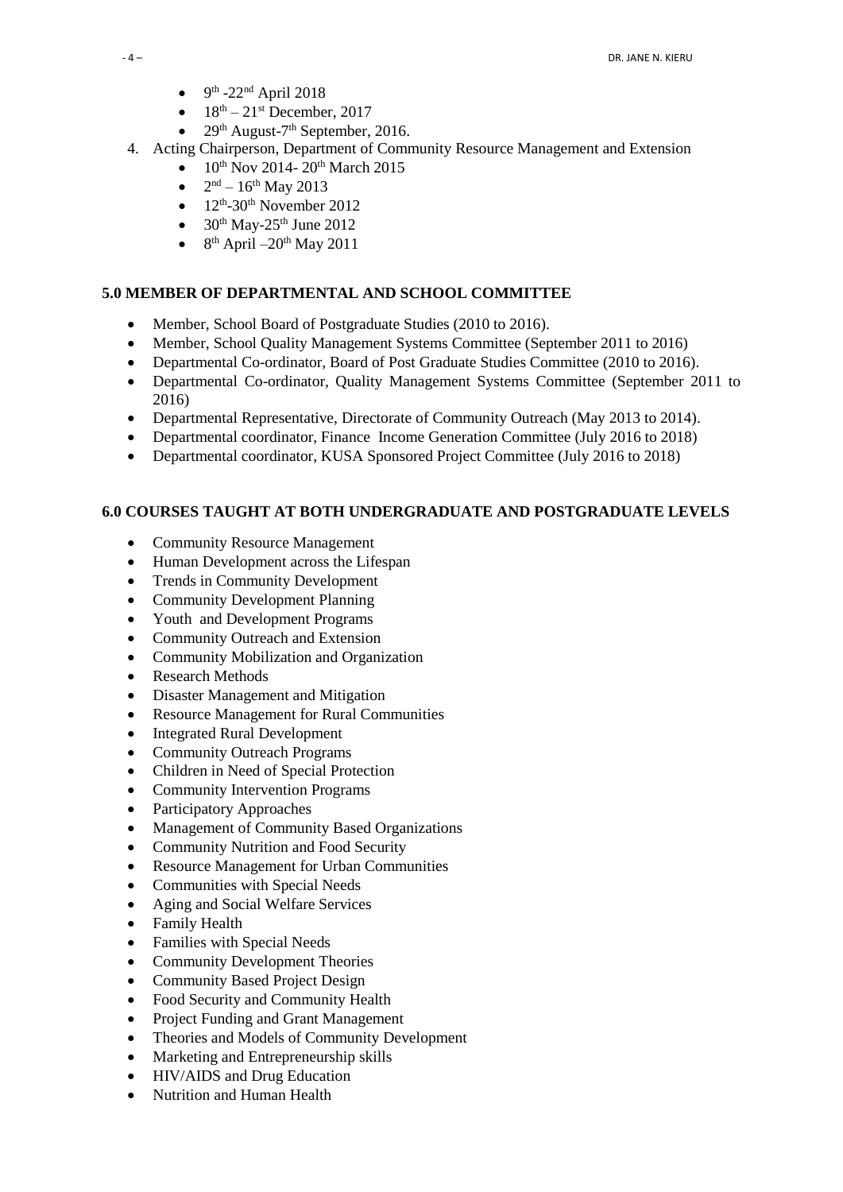- 9th -22nd April 2018
- 18th – 21st December, 2017
- 29th August-7th September, 2016.

4. Acting Chairperson, Department of Community Resource Management and Extension
    - 10th Nov 2014- 20th March 2015
    - 2nd – 16th May 2013
    - 12th-30th November 2012
    - 30th May-25th June 2012
    - 8th April –20th May 2011

## 5.0 MEMBER OF DEPARTMENTAL AND SCHOOL COMMITTEE

- Member, School Board of Postgraduate Studies (2010 to 2016).
- Member, School Quality Management Systems Committee (September 2011 to 2016)
- Departmental Co-ordinator, Board of Post Graduate Studies Committee (2010 to 2016).
- Departmental Co-ordinator, Quality Management Systems Committee (September 2011 to 2016)
- Departmental Representative, Directorate of Community Outreach (May 2013 to 2014).
- Departmental coordinator, Finance Income Generation Committee (July 2016 to 2018)
- Departmental coordinator, KUSA Sponsored Project Committee (July 2016 to 2018)

## 6.0 COURSES TAUGHT AT BOTH UNDERGRADUATE AND POSTGRADUATE LEVELS

- Community Resource Management
- Human Development across the Lifespan
- Trends in Community Development
- Community Development Planning
- Youth and Development Programs
- Community Outreach and Extension
- Community Mobilization and Organization
- Research Methods
- Disaster Management and Mitigation
- Resource Management for Rural Communities
- Integrated Rural Development
- Community Outreach Programs
- Children in Need of Special Protection
- Community Intervention Programs
- Participatory Approaches
- Management of Community Based Organizations
- Community Nutrition and Food Security
- Resource Management for Urban Communities
- Communities with Special Needs
- Aging and Social Welfare Services
- Family Health
- Families with Special Needs
- Community Development Theories
- Community Based Project Design
- Food Security and Community Health
- Project Funding and Grant Management
- Theories and Models of Community Development
- Marketing and Entrepreneurship skills
- HIV/AIDS and Drug Education
- Nutrition and Human Health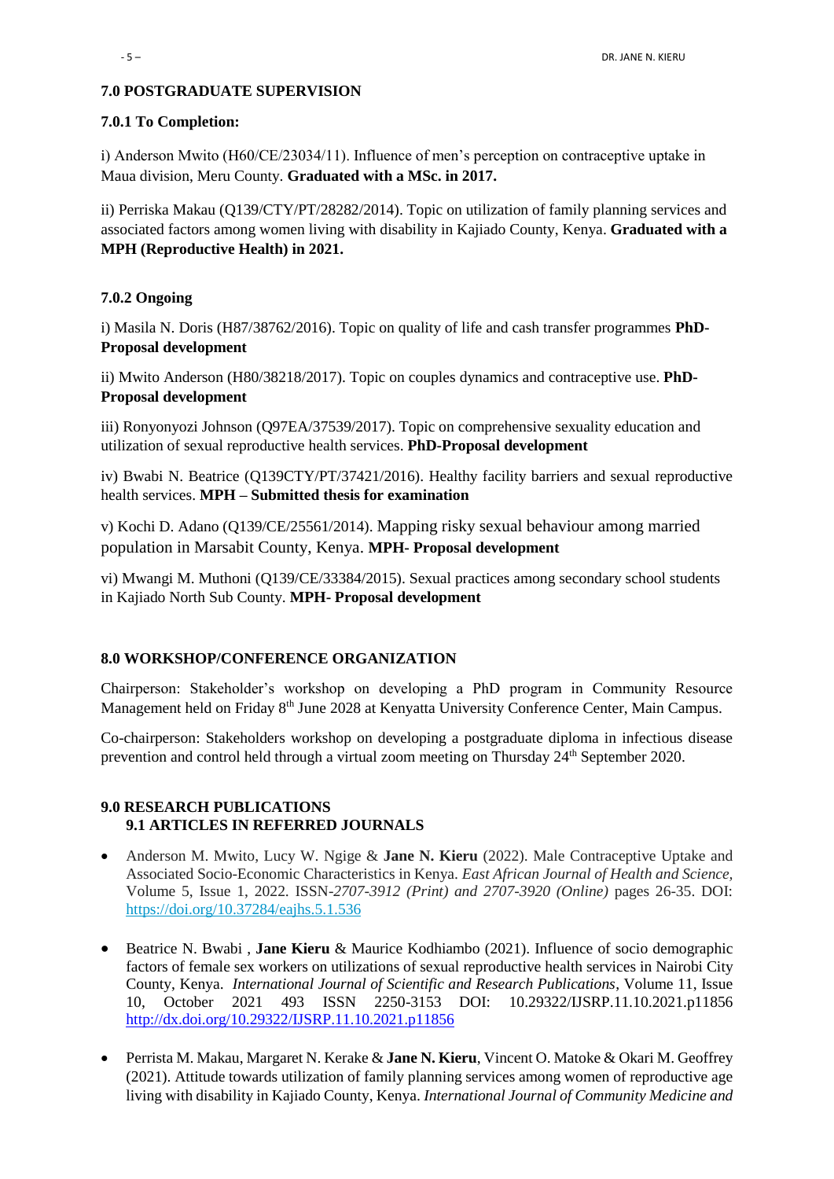### 7.0 POSTGRADUATE SUPERVISION

#### 7.0.1 To Completion:

i) Anderson Mwito (H60/CE/23034/11). Influence of men's perception on contraceptive uptake in Maua division, Meru County. **Graduated with a MSc. in 2017.**

ii) Perriska Makau (Q139/CTY/PT/28282/2014). Topic on utilization of family planning services and associated factors among women living with disability in Kajiado County, Kenya. **Graduated with a MPH (Reproductive Health) in 2021.**

#### 7.0.2 Ongoing

i) Masila N. Doris (H87/38762/2016). Topic on quality of life and cash transfer programmes **PhD-Proposal development**

ii) Mwito Anderson (H80/38218/2017). Topic on couples dynamics and contraceptive use. **PhD-Proposal development**

iii) Ronyonyozi Johnson (Q97EA/37539/2017). Topic on comprehensive sexuality education and utilization of sexual reproductive health services. **PhD-Proposal development**

iv) Bwabi N. Beatrice (Q139CTY/PT/37421/2016). Healthy facility barriers and sexual reproductive health services. **MPH – Submitted thesis for examination**

v) Kochi D. Adano (Q139/CE/25561/2014). Mapping risky sexual behaviour among married population in Marsabit County, Kenya. **MPH- Proposal development**

vi) Mwangi M. Muthoni (Q139/CE/33384/2015). Sexual practices among secondary school students in Kajiado North Sub County. **MPH- Proposal development**

### 8.0 WORKSHOP/CONFERENCE ORGANIZATION

Chairperson: Stakeholder's workshop on developing a PhD program in Community Resource Management held on Friday 8th June 2028 at Kenyatta University Conference Center, Main Campus.

Co-chairperson: Stakeholders workshop on developing a postgraduate diploma in infectious disease prevention and control held through a virtual zoom meeting on Thursday 24th September 2020.

### 9.0 RESEARCH PUBLICATIONS

#### 9.1 ARTICLES IN REFERRED JOURNALS

- Anderson M. Mwito, Lucy W. Ngige & **Jane N. Kieru** (2022). Male Contraceptive Uptake and Associated Socio-Economic Characteristics in Kenya. *East African Journal of Health and Science*, Volume 5, Issue 1, 2022. ISSN-*2707-3912 (Print) and 2707-3920 (Online)* pages 26-35. DOI: https://doi.org/10.37284/eajhs.5.1.536

- Beatrice N. Bwabi , **Jane Kieru** & Maurice Kodhiambo (2021). Influence of socio demographic factors of female sex workers on utilizations of sexual reproductive health services in Nairobi City County, Kenya. *International Journal of Scientific and Research Publications*, Volume 11, Issue 10, October 2021 493 ISSN 2250-3153 DOI: 10.29322/IJSRP.11.10.2021.p11856 http://dx.doi.org/10.29322/IJSRP.11.10.2021.p11856

- Perrista M. Makau, Margaret N. Kerake & **Jane N. Kieru**, Vincent O. Matoke & Okari M. Geoffrey (2021). Attitude towards utilization of family planning services among women of reproductive age living with disability in Kajiado County, Kenya. *International Journal of Community Medicine and*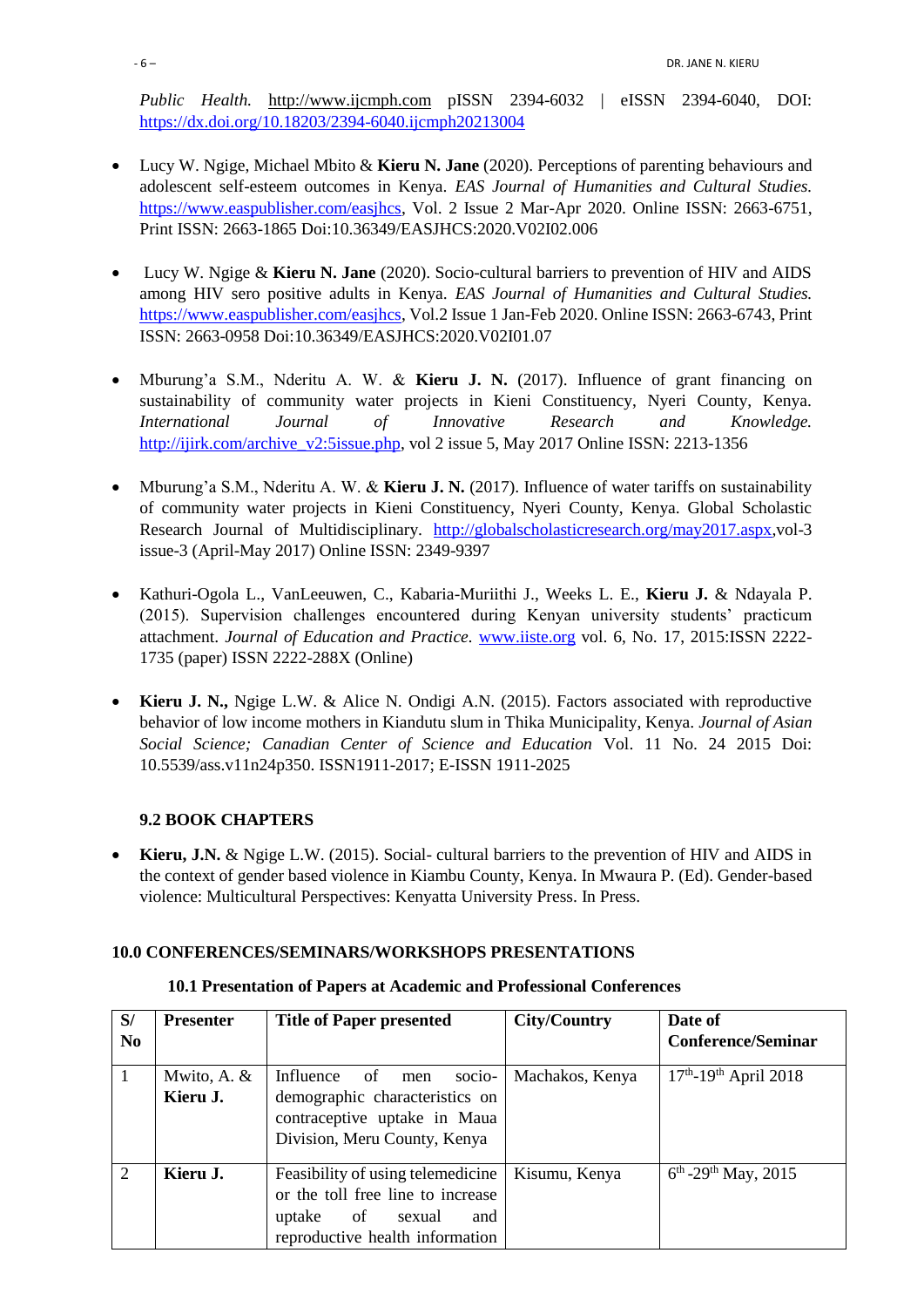*Public Health.* http://www.ijcmph.com pISSN 2394-6032 | eISSN 2394-6040, DOI: https://dx.doi.org/10.18203/2394-6040.ijcmph20213004

- Lucy W. Ngige, Michael Mbito & **Kieru N. Jane** (2020). Perceptions of parenting behaviours and adolescent self-esteem outcomes in Kenya. *EAS Journal of Humanities and Cultural Studies.* https://www.easpublisher.com/easjhcs, Vol. 2 Issue 2 Mar-Apr 2020. Online ISSN: 2663-6751, Print ISSN: 2663-1865 Doi:10.36349/EASJHCS:2020.V02I02.006

- Lucy W. Ngige & **Kieru N. Jane** (2020). Socio-cultural barriers to prevention of HIV and AIDS among HIV sero positive adults in Kenya. *EAS Journal of Humanities and Cultural Studies.* https://www.easpublisher.com/easjhcs, Vol.2 Issue 1 Jan-Feb 2020. Online ISSN: 2663-6743, Print ISSN: 2663-0958 Doi:10.36349/EASJHCS:2020.V02I01.07

- Mburung'a S.M., Nderitu A. W. & **Kieru J. N.** (2017). Influence of grant financing on sustainability of community water projects in Kieni Constituency, Nyeri County, Kenya. *International Journal of Innovative Research and Knowledge.* http://ijirk.com/archive_v2:5issue.php, vol 2 issue 5, May 2017 Online ISSN: 2213-1356

- Mburung'a S.M., Nderitu A. W. & **Kieru J. N.** (2017). Influence of water tariffs on sustainability of community water projects in Kieni Constituency, Nyeri County, Kenya. Global Scholastic Research Journal of Multidisciplinary. http://globalscholasticresearch.org/may2017.aspx,vol-3 issue-3 (April-May 2017) Online ISSN: 2349-9397

- Kathuri-Ogola L., VanLeeuwen, C., Kabaria-Muriithi J., Weeks L. E., **Kieru J.** & Ndayala P. (2015). Supervision challenges encountered during Kenyan university students' practicum attachment. *Journal of Education and Practice.* www.iiste.org vol. 6, No. 17, 2015:ISSN 2222-1735 (paper) ISSN 2222-288X (Online)

- **Kieru J. N.,** Ngige L.W. & Alice N. Ondigi A.N. (2015). Factors associated with reproductive behavior of low income mothers in Kiandutu slum in Thika Municipality, Kenya. *Journal of Asian Social Science; Canadian Center of Science and Education* Vol. 11 No. 24 2015 Doi: 10.5539/ass.v11n24p350. ISSN1911-2017; E-ISSN 1911-2025

### 9.2 BOOK CHAPTERS

- **Kieru, J.N.** & Ngige L.W. (2015). Social- cultural barriers to the prevention of HIV and AIDS in the context of gender based violence in Kiambu County, Kenya. In Mwaura P. (Ed). Gender-based violence: Multicultural Perspectives: Kenyatta University Press. In Press.

## 10.0 CONFERENCES/SEMINARS/WORKSHOPS PRESENTATIONS

### 10.1 Presentation of Papers at Academic and Professional Conferences

| S/ No | Presenter | Title of Paper presented | City/Country | Date of Conference/Seminar |
|---|---|---|---|---|
| 1 | Mwito, A. & **Kieru J.** | Influence of men socio-demographic characteristics on contraceptive uptake in Maua Division, Meru County, Kenya | Machakos, Kenya | 17th-19th April 2018 |
| 2 | **Kieru J.** | Feasibility of using telemedicine or the toll free line to increase uptake of sexual and reproductive health information | Kisumu, Kenya | 6th -29th May, 2015 |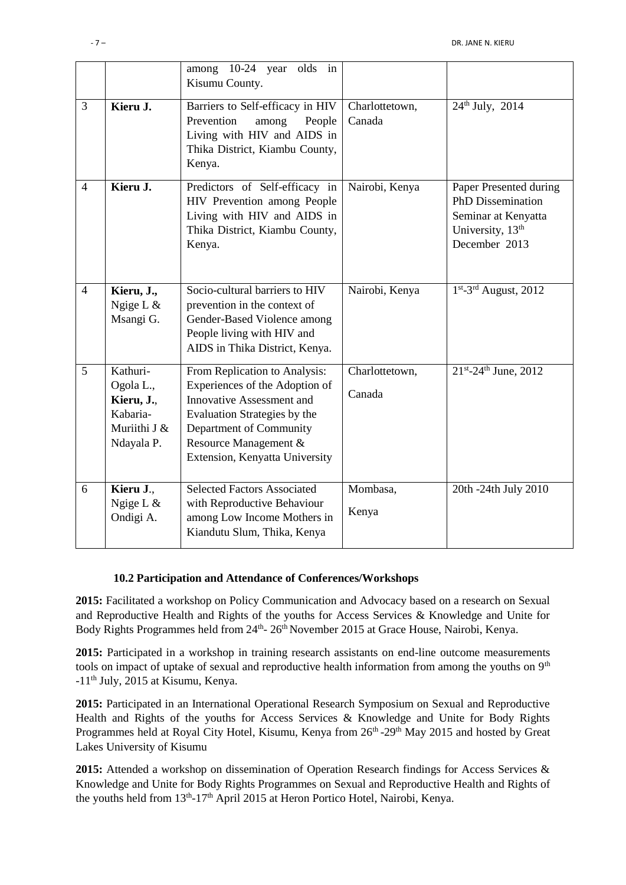| | | among 10-24 year olds in Kisumu County. | | |
|---|---|---|---|---|
| 3 | **Kieru J.** | Barriers to Self-efficacy in HIV Prevention among People Living with HIV and AIDS in Thika District, Kiambu County, Kenya. | Charlottetown, Canada | 24th July, 2014 |
| 4 | **Kieru J.** | Predictors of Self-efficacy in HIV Prevention among People Living with HIV and AIDS in Thika District, Kiambu County, Kenya. | Nairobi, Kenya | Paper Presented during PhD Dissemination Seminar at Kenyatta University, 13th December 2013 |
| 4 | **Kieru, J.,** Ngige L & Msangi G. | Socio-cultural barriers to HIV prevention in the context of Gender-Based Violence among People living with HIV and AIDS in Thika District, Kenya. | Nairobi, Kenya | 1st-3rd August, 2012 |
| 5 | Kathuri-Ogola L., **Kieru, J.**, Kabaria-Muriithi J & Ndayala P. | From Replication to Analysis: Experiences of the Adoption of Innovative Assessment and Evaluation Strategies by the Department of Community Resource Management & Extension, Kenyatta University | Charlottetown, Canada | 21st-24th June, 2012 |
| 6 | **Kieru J**., Ngige L & Ondigi A. | Selected Factors Associated with Reproductive Behaviour among Low Income Mothers in Kiandutu Slum, Thika, Kenya | Mombasa, Kenya | 20th -24th July 2010 |

### 10.2 Participation and Attendance of Conferences/Workshops

**2015:** Facilitated a workshop on Policy Communication and Advocacy based on a research on Sexual and Reproductive Health and Rights of the youths for Access Services & Knowledge and Unite for Body Rights Programmes held from 24th- 26th November 2015 at Grace House, Nairobi, Kenya.

**2015:** Participated in a workshop in training research assistants on end-line outcome measurements tools on impact of uptake of sexual and reproductive health information from among the youths on 9th -11th July, 2015 at Kisumu, Kenya.

**2015:** Participated in an International Operational Research Symposium on Sexual and Reproductive Health and Rights of the youths for Access Services & Knowledge and Unite for Body Rights Programmes held at Royal City Hotel, Kisumu, Kenya from 26th -29th May 2015 and hosted by Great Lakes University of Kisumu

**2015:** Attended a workshop on dissemination of Operation Research findings for Access Services & Knowledge and Unite for Body Rights Programmes on Sexual and Reproductive Health and Rights of the youths held from 13th-17th April 2015 at Heron Portico Hotel, Nairobi, Kenya.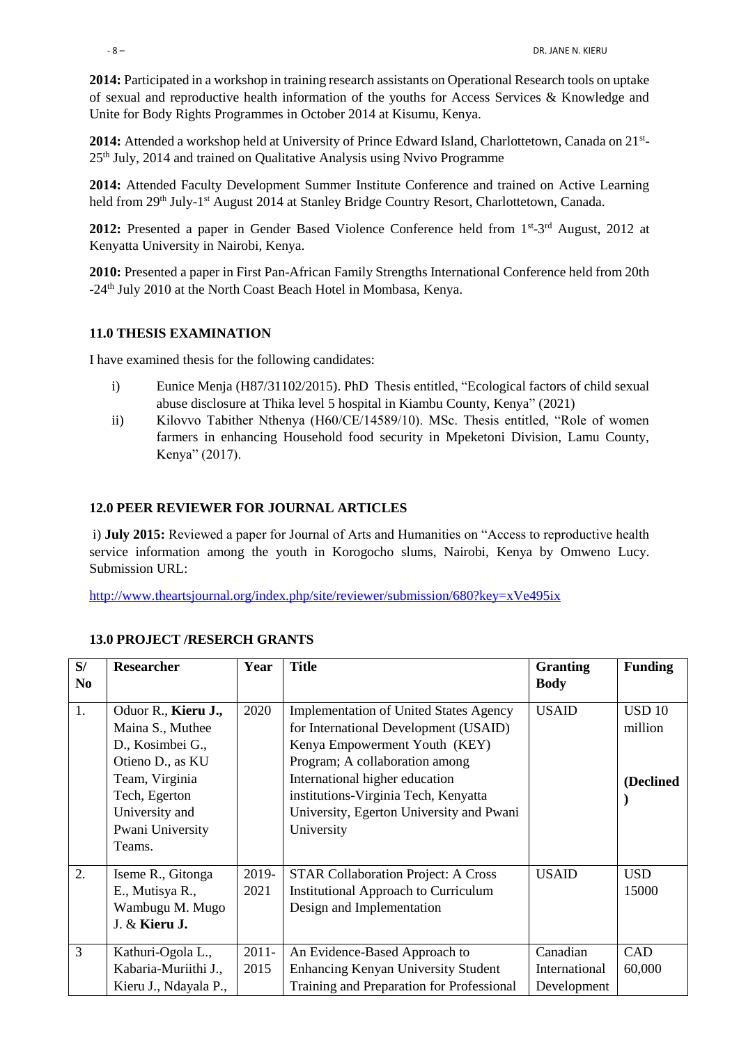**2014:** Participated in a workshop in training research assistants on Operational Research tools on uptake of sexual and reproductive health information of the youths for Access Services & Knowledge and Unite for Body Rights Programmes in October 2014 at Kisumu, Kenya.

**2014:** Attended a workshop held at University of Prince Edward Island, Charlottetown, Canada on 21st-25th July, 2014 and trained on Qualitative Analysis using Nvivo Programme

**2014:** Attended Faculty Development Summer Institute Conference and trained on Active Learning held from 29th July-1st August 2014 at Stanley Bridge Country Resort, Charlottetown, Canada.

**2012:** Presented a paper in Gender Based Violence Conference held from 1st-3rd August, 2012 at Kenyatta University in Nairobi, Kenya.

**2010:** Presented a paper in First Pan-African Family Strengths International Conference held from 20th -24th July 2010 at the North Coast Beach Hotel in Mombasa, Kenya.

### 11.0 THESIS EXAMINATION

I have examined thesis for the following candidates:

i) Eunice Menja (H87/31102/2015). PhD Thesis entitled, "Ecological factors of child sexual abuse disclosure at Thika level 5 hospital in Kiambu County, Kenya" (2021)

ii) Kilovvo Tabither Nthenya (H60/CE/14589/10). MSc. Thesis entitled, "Role of women farmers in enhancing Household food security in Mpeketoni Division, Lamu County, Kenya" (2017).

### 12.0 PEER REVIEWER FOR JOURNAL ARTICLES

i) **July 2015:** Reviewed a paper for Journal of Arts and Humanities on "Access to reproductive health service information among the youth in Korogocho slums, Nairobi, Kenya by Omweno Lucy. Submission URL:

http://www.theartsjournal.org/index.php/site/reviewer/submission/680?key=xVe495ix

### 13.0 PROJECT /RESERCH GRANTS

| S/ No | Researcher | Year | Title | Granting Body | Funding |
|---|---|---|---|---|---|
| 1. | Oduor R., **Kieru J.,** Maina S., Muthee D., Kosimbei G., Otieno D., as KU Team, Virginia Tech, Egerton University and Pwani University Teams. | 2020 | Implementation of United States Agency for International Development (USAID) Kenya Empowerment Youth (KEY) Program; A collaboration among International higher education institutions-Virginia Tech, Kenyatta University, Egerton University and Pwani University | USAID | USD 10 million **(Declined)** |
| 2. | Iseme R., Gitonga E., Mutisya R., Wambugu M. Mugo J. & **Kieru J.** | 2019-2021 | STAR Collaboration Project: A Cross Institutional Approach to Curriculum Design and Implementation | USAID | USD 15000 |
| 3 | Kathuri-Ogola L., Kabaria-Muriithi J., Kieru J., Ndayala P., | 2011-2015 | An Evidence-Based Approach to Enhancing Kenyan University Student Training and Preparation for Professional | Canadian International Development | CAD 60,000 |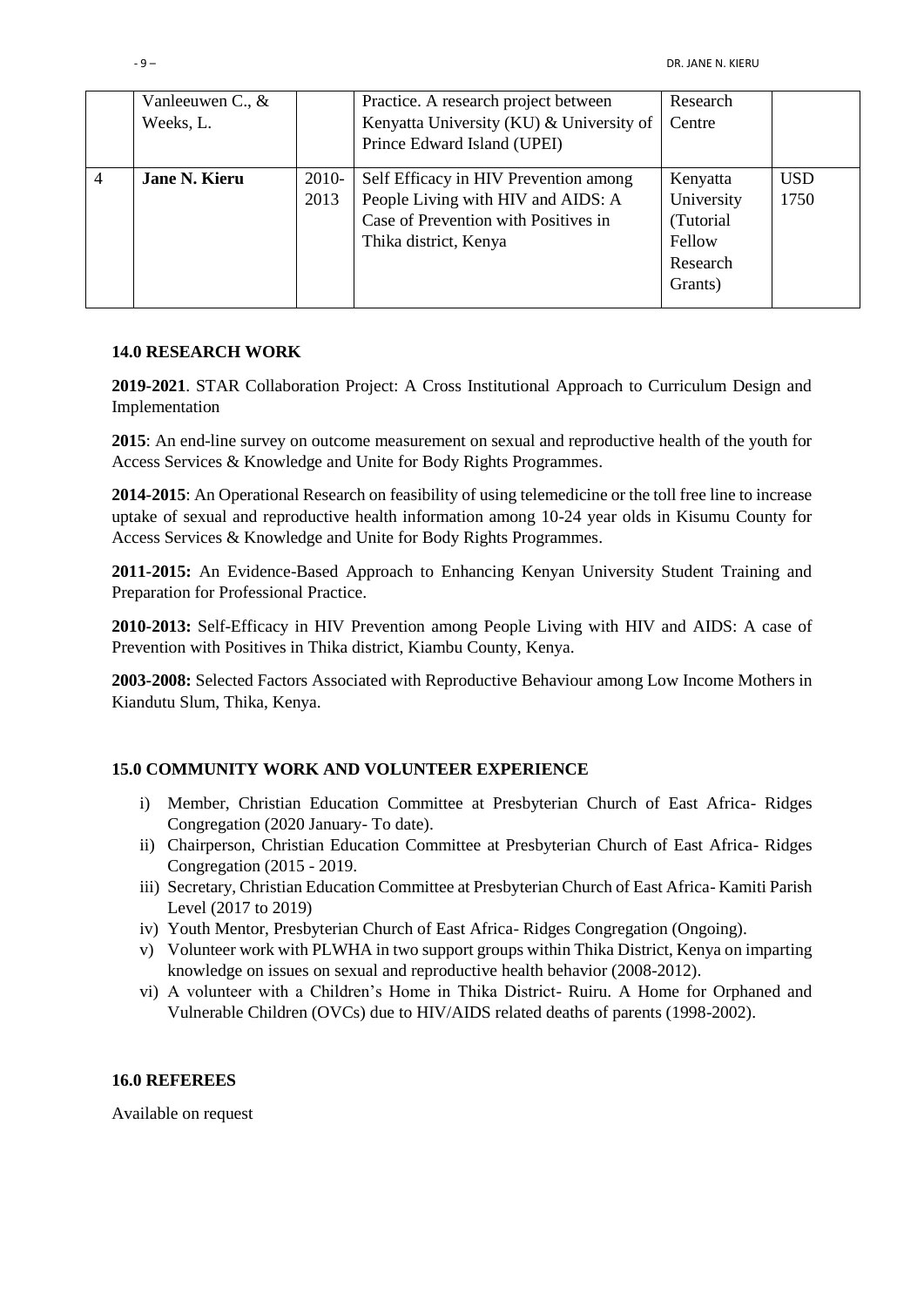| | | | | | |
|---|---|---|---|---|---|
| | Vanleeuwen C., & Weeks, L. | | Practice. A research project between Kenyatta University (KU) & University of Prince Edward Island (UPEI) | Research Centre | |
| 4 | **Jane N. Kieru** | 2010-2013 | Self Efficacy in HIV Prevention among People Living with HIV and AIDS: A Case of Prevention with Positives in Thika district, Kenya | Kenyatta University (Tutorial Fellow Research Grants) | USD 1750 |

### 14.0 RESEARCH WORK

**2019-2021**. STAR Collaboration Project: A Cross Institutional Approach to Curriculum Design and Implementation

**2015**: An end-line survey on outcome measurement on sexual and reproductive health of the youth for Access Services & Knowledge and Unite for Body Rights Programmes.

**2014-2015**: An Operational Research on feasibility of using telemedicine or the toll free line to increase uptake of sexual and reproductive health information among 10-24 year olds in Kisumu County for Access Services & Knowledge and Unite for Body Rights Programmes.

**2011-2015:** An Evidence-Based Approach to Enhancing Kenyan University Student Training and Preparation for Professional Practice.

**2010-2013:** Self-Efficacy in HIV Prevention among People Living with HIV and AIDS: A case of Prevention with Positives in Thika district, Kiambu County, Kenya.

**2003-2008:** Selected Factors Associated with Reproductive Behaviour among Low Income Mothers in Kiandutu Slum, Thika, Kenya.

### 15.0 COMMUNITY WORK AND VOLUNTEER EXPERIENCE

i) Member, Christian Education Committee at Presbyterian Church of East Africa- Ridges Congregation (2020 January- To date).
ii) Chairperson, Christian Education Committee at Presbyterian Church of East Africa- Ridges Congregation (2015 - 2019.
iii) Secretary, Christian Education Committee at Presbyterian Church of East Africa- Kamiti Parish Level (2017 to 2019)
iv) Youth Mentor, Presbyterian Church of East Africa- Ridges Congregation (Ongoing).
v) Volunteer work with PLWHA in two support groups within Thika District, Kenya on imparting knowledge on issues on sexual and reproductive health behavior (2008-2012).
vi) A volunteer with a Children's Home in Thika District- Ruiru. A Home for Orphaned and Vulnerable Children (OVCs) due to HIV/AIDS related deaths of parents (1998-2002).

### 16.0 REFEREES

Available on request